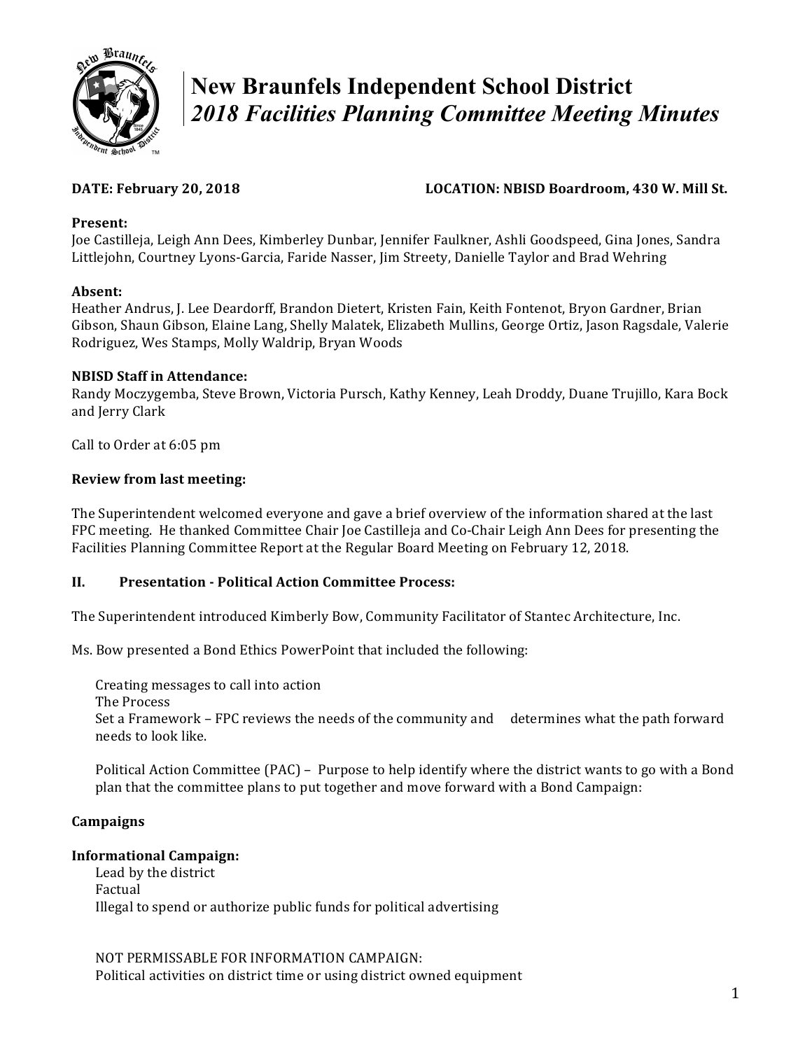# New Braunfels Independent School District

## *2018 Facilities Planning Committee Meeting Minutes*

**DATE: February 20, 2018** **LOCATION: NBISD Boardroom, 430 W. Mill St.**

**Present:**
Joe Castilleja, Leigh Ann Dees, Kimberley Dunbar, Jennifer Faulkner, Ashli Goodspeed, Gina Jones, Sandra Littlejohn, Courtney Lyons-Garcia, Faride Nasser, Jim Streety, Danielle Taylor and Brad Wehring

**Absent:**
Heather Andrus, J. Lee Deardorff, Brandon Dietert, Kristen Fain, Keith Fontenot, Bryon Gardner, Brian Gibson, Shaun Gibson, Elaine Lang, Shelly Malatek, Elizabeth Mullins, George Ortiz, Jason Ragsdale, Valerie Rodriguez, Wes Stamps, Molly Waldrip, Bryan Woods

**NBISD Staff in Attendance:**
Randy Moczygemba, Steve Brown, Victoria Pursch, Kathy Kenney, Leah Droddy, Duane Trujillo, Kara Bock and Jerry Clark

Call to Order at 6:05 pm

**Review from last meeting:**

The Superintendent welcomed everyone and gave a brief overview of the information shared at the last FPC meeting. He thanked Committee Chair Joe Castilleja and Co-Chair Leigh Ann Dees for presenting the Facilities Planning Committee Report at the Regular Board Meeting on February 12, 2018.

**II. Presentation - Political Action Committee Process:**

The Superintendent introduced Kimberly Bow, Community Facilitator of Stantec Architecture, Inc.

Ms. Bow presented a Bond Ethics PowerPoint that included the following:

Creating messages to call into action
The Process
Set a Framework – FPC reviews the needs of the community and determines what the path forward needs to look like.

Political Action Committee (PAC) – Purpose to help identify where the district wants to go with a Bond plan that the committee plans to put together and move forward with a Bond Campaign:

**Campaigns**

**Informational Campaign:**
Lead by the district
Factual
Illegal to spend or authorize public funds for political advertising

NOT PERMISSABLE FOR INFORMATION CAMPAIGN:
Political activities on district time or using district owned equipment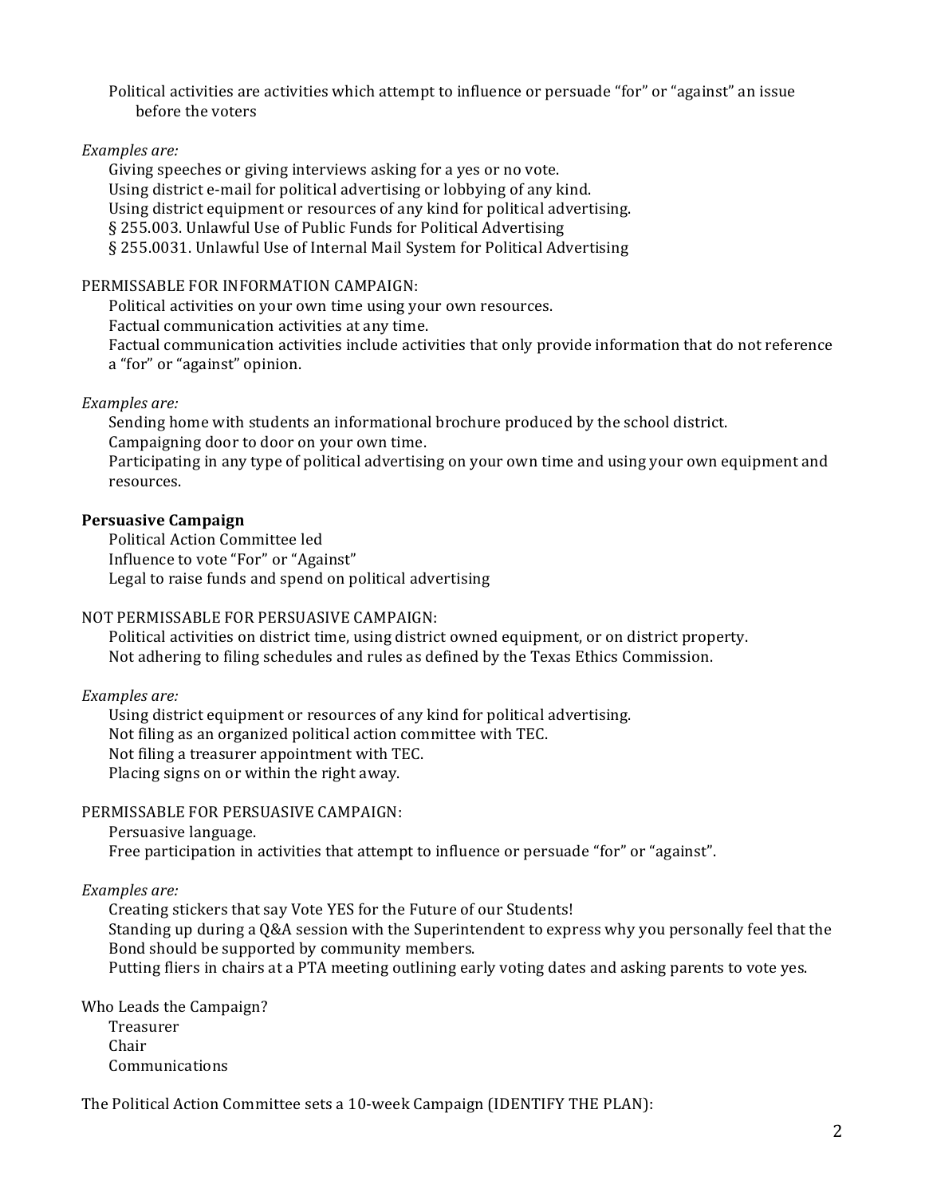Political activities are activities which attempt to influence or persuade "for" or "against" an issue before the voters

*Examples are:*

Giving speeches or giving interviews asking for a yes or no vote.
Using district e-mail for political advertising or lobbying of any kind.
Using district equipment or resources of any kind for political advertising.
§ 255.003. Unlawful Use of Public Funds for Political Advertising
§ 255.0031. Unlawful Use of Internal Mail System for Political Advertising

PERMISSABLE FOR INFORMATION CAMPAIGN:

Political activities on your own time using your own resources.
Factual communication activities at any time.
Factual communication activities include activities that only provide information that do not reference a "for" or "against" opinion.

*Examples are:*

Sending home with students an informational brochure produced by the school district.
Campaigning door to door on your own time.
Participating in any type of political advertising on your own time and using your own equipment and resources.

**Persuasive Campaign**

Political Action Committee led
Influence to vote "For" or "Against"
Legal to raise funds and spend on political advertising

NOT PERMISSABLE FOR PERSUASIVE CAMPAIGN:

Political activities on district time, using district owned equipment, or on district property.
Not adhering to filing schedules and rules as defined by the Texas Ethics Commission.

*Examples are:*

Using district equipment or resources of any kind for political advertising.
Not filing as an organized political action committee with TEC.
Not filing a treasurer appointment with TEC.
Placing signs on or within the right away.

PERMISSABLE FOR PERSUASIVE CAMPAIGN:

Persuasive language.
Free participation in activities that attempt to influence or persuade "for" or "against".

*Examples are:*

Creating stickers that say Vote YES for the Future of our Students!
Standing up during a Q&A session with the Superintendent to express why you personally feel that the Bond should be supported by community members.
Putting fliers in chairs at a PTA meeting outlining early voting dates and asking parents to vote yes.

Who Leads the Campaign?

Treasurer
Chair
Communications

The Political Action Committee sets a 10-week Campaign (IDENTIFY THE PLAN):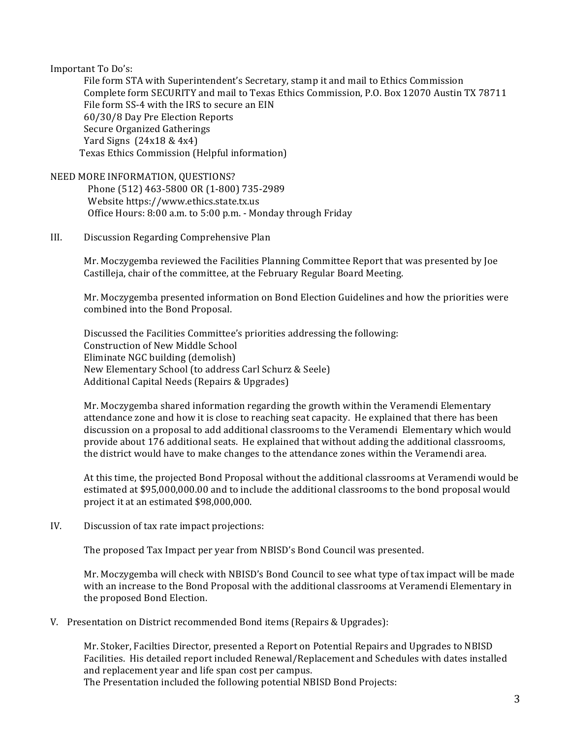Important To Do's:

- File form STA with Superintendent's Secretary, stamp it and mail to Ethics Commission
- Complete form SECURITY and mail to Texas Ethics Commission, P.O. Box 12070 Austin TX 78711
- File form SS-4 with the IRS to secure an EIN
- 60/30/8 Day Pre Election Reports
- Secure Organized Gatherings
- Yard Signs (24x18 & 4x4)
- Texas Ethics Commission (Helpful information)

NEED MORE INFORMATION, QUESTIONS?

Phone (512) 463-5800 OR (1-800) 735-2989
Website https://www.ethics.state.tx.us
Office Hours: 8:00 a.m. to 5:00 p.m. - Monday through Friday

III. Discussion Regarding Comprehensive Plan

Mr. Moczygemba reviewed the Facilities Planning Committee Report that was presented by Joe Castilleja, chair of the committee, at the February Regular Board Meeting.

Mr. Moczygemba presented information on Bond Election Guidelines and how the priorities were combined into the Bond Proposal.

Discussed the Facilities Committee's priorities addressing the following:

- Construction of New Middle School
- Eliminate NGC building (demolish)
- New Elementary School (to address Carl Schurz & Seele)
- Additional Capital Needs (Repairs & Upgrades)

Mr. Moczygemba shared information regarding the growth within the Veramendi Elementary attendance zone and how it is close to reaching seat capacity. He explained that there has been discussion on a proposal to add additional classrooms to the Veramendi Elementary which would provide about 176 additional seats. He explained that without adding the additional classrooms, the district would have to make changes to the attendance zones within the Veramendi area.

At this time, the projected Bond Proposal without the additional classrooms at Veramendi would be estimated at $95,000,000.00 and to include the additional classrooms to the bond proposal would project it at an estimated $98,000,000.

IV. Discussion of tax rate impact projections:

The proposed Tax Impact per year from NBISD's Bond Council was presented.

Mr. Moczygemba will check with NBISD's Bond Council to see what type of tax impact will be made with an increase to the Bond Proposal with the additional classrooms at Veramendi Elementary in the proposed Bond Election.

V. Presentation on District recommended Bond items (Repairs & Upgrades):

Mr. Stoker, Facilties Director, presented a Report on Potential Repairs and Upgrades to NBISD Facilities. His detailed report included Renewal/Replacement and Schedules with dates installed and replacement year and life span cost per campus.
The Presentation included the following potential NBISD Bond Projects: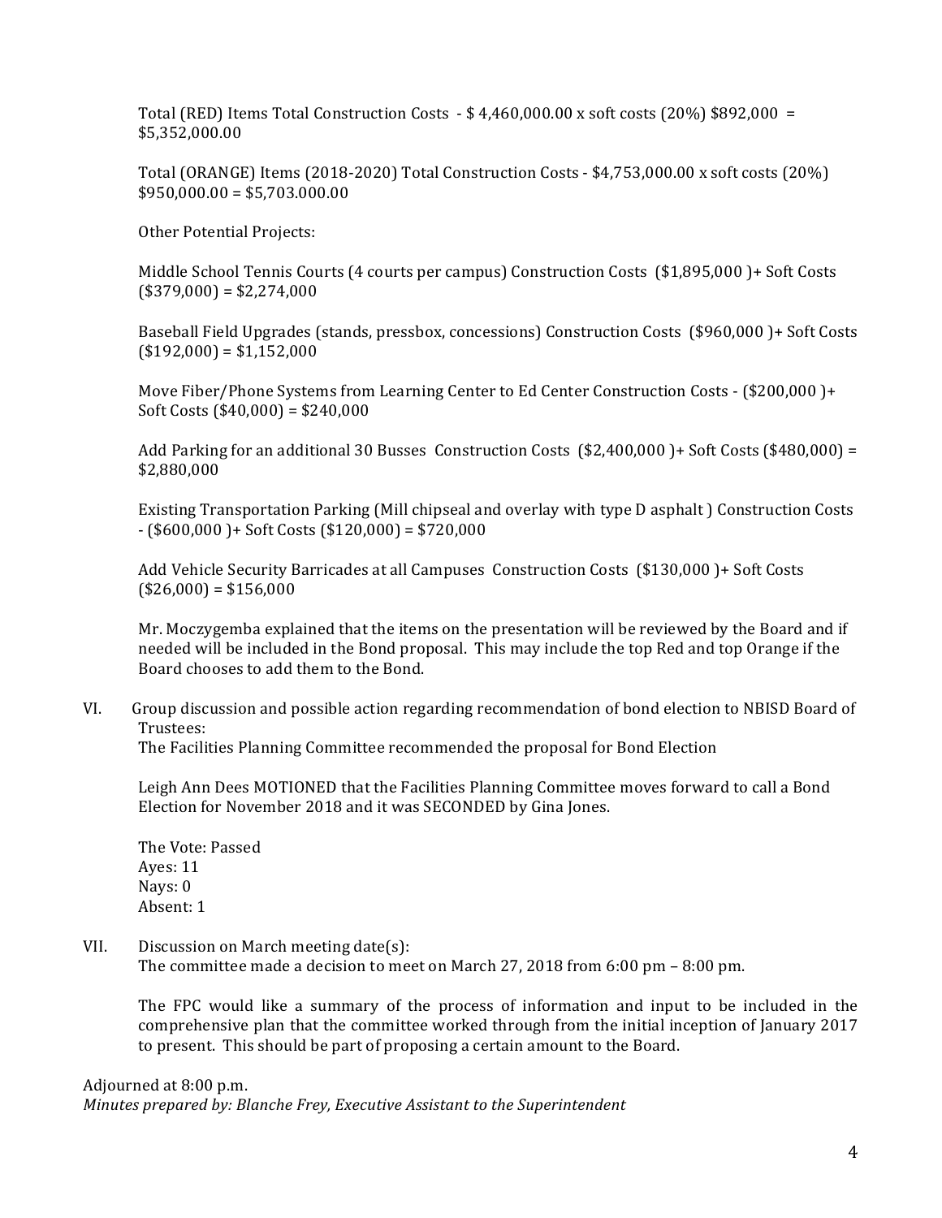Total (RED) Items Total Construction Costs - $ 4,460,000.00 x soft costs (20%) $892,000 = $5,352,000.00

Total (ORANGE) Items (2018-2020) Total Construction Costs - $4,753,000.00 x soft costs (20%) $950,000.00 = $5,703.000.00

Other Potential Projects:

Middle School Tennis Courts (4 courts per campus) Construction Costs ($1,895,000 )+ Soft Costs ($379,000) = $2,274,000

Baseball Field Upgrades (stands, pressbox, concessions) Construction Costs ($960,000 )+ Soft Costs ($192,000) = $1,152,000

Move Fiber/Phone Systems from Learning Center to Ed Center Construction Costs - ($200,000 )+ Soft Costs ($40,000) = $240,000

Add Parking for an additional 30 Busses Construction Costs ($2,400,000 )+ Soft Costs ($480,000) = $2,880,000

Existing Transportation Parking (Mill chipseal and overlay with type D asphalt ) Construction Costs - ($600,000 )+ Soft Costs ($120,000) = $720,000

Add Vehicle Security Barricades at all Campuses Construction Costs ($130,000 )+ Soft Costs ($26,000) = $156,000

Mr. Moczygemba explained that the items on the presentation will be reviewed by the Board and if needed will be included in the Bond proposal. This may include the top Red and top Orange if the Board chooses to add them to the Bond.

VI. Group discussion and possible action regarding recommendation of bond election to NBISD Board of Trustees:
The Facilities Planning Committee recommended the proposal for Bond Election

Leigh Ann Dees MOTIONED that the Facilities Planning Committee moves forward to call a Bond Election for November 2018 and it was SECONDED by Gina Jones.

The Vote: Passed
Ayes: 11
Nays: 0
Absent: 1

VII. Discussion on March meeting date(s):
The committee made a decision to meet on March 27, 2018 from 6:00 pm – 8:00 pm.

The FPC would like a summary of the process of information and input to be included in the comprehensive plan that the committee worked through from the initial inception of January 2017 to present. This should be part of proposing a certain amount to the Board.

Adjourned at 8:00 p.m.
*Minutes prepared by: Blanche Frey, Executive Assistant to the Superintendent*